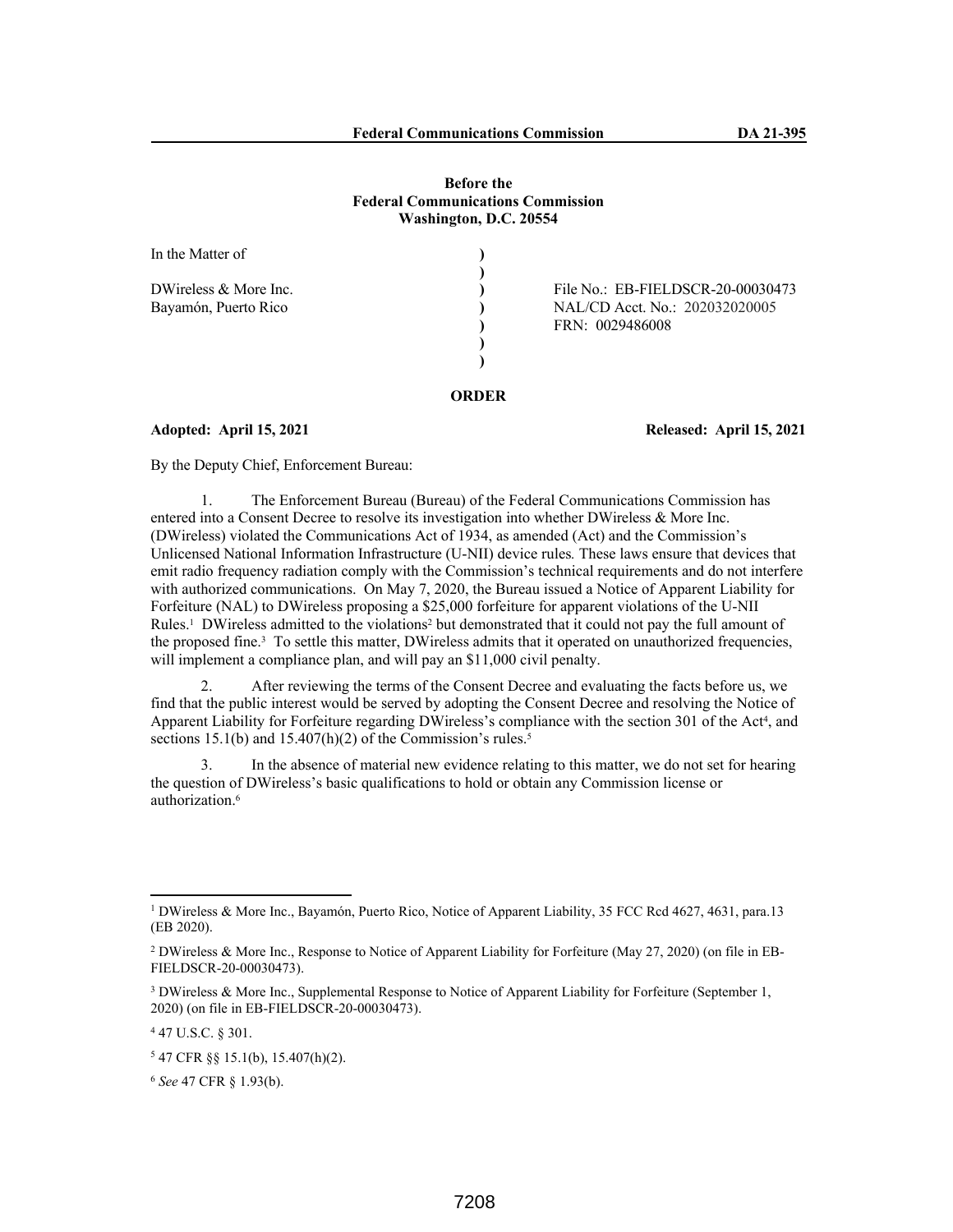**Before the**
**Federal Communications Commission**
**Washington, D.C. 20554**

| | | |
|---|---|---|
| In the Matter of | ) | |
| | ) | |
| DWireless & More Inc. | ) | File No.: EB-FIELDSCR-20-00030473 |
| Bayamón, Puerto Rico | ) | NAL/CD Acct. No.: 202032020005 |
| | ) | FRN: 0029486008 |
| | ) | |
| | ) | |

## ORDER

**Adopted: April 15, 2021** **Released: April 15, 2021**

By the Deputy Chief, Enforcement Bureau:

1. The Enforcement Bureau (Bureau) of the Federal Communications Commission has entered into a Consent Decree to resolve its investigation into whether DWireless & More Inc. (DWireless) violated the Communications Act of 1934, as amended (Act) and the Commission's Unlicensed National Information Infrastructure (U-NII) device rules*.* These laws ensure that devices that emit radio frequency radiation comply with the Commission's technical requirements and do not interfere with authorized communications. On May 7, 2020, the Bureau issued a Notice of Apparent Liability for Forfeiture (NAL) to DWireless proposing a $25,000 forfeiture for apparent violations of the U-NII Rules.[1] DWireless admitted to the violations[2] but demonstrated that it could not pay the full amount of the proposed fine.[3] To settle this matter, DWireless admits that it operated on unauthorized frequencies, will implement a compliance plan, and will pay an $11,000 civil penalty.

2. After reviewing the terms of the Consent Decree and evaluating the facts before us, we find that the public interest would be served by adopting the Consent Decree and resolving the Notice of Apparent Liability for Forfeiture regarding DWireless's compliance with the section 301 of the Act[4], and sections 15.1(b) and 15.407(h)(2) of the Commission's rules.[5]

3. In the absence of material new evidence relating to this matter, we do not set for hearing the question of DWireless's basic qualifications to hold or obtain any Commission license or authorization.[6]

---

[1] DWireless & More Inc., Bayamón, Puerto Rico, Notice of Apparent Liability, 35 FCC Rcd 4627, 4631, para.13 (EB 2020).

[2] DWireless & More Inc., Response to Notice of Apparent Liability for Forfeiture (May 27, 2020) (on file in EB-FIELDSCR-20-00030473).

[3] DWireless & More Inc., Supplemental Response to Notice of Apparent Liability for Forfeiture (September 1, 2020) (on file in EB-FIELDSCR-20-00030473).

[4] 47 U.S.C. § 301.

[5] 47 CFR §§ 15.1(b), 15.407(h)(2).

[6] *See* 47 CFR § 1.93(b).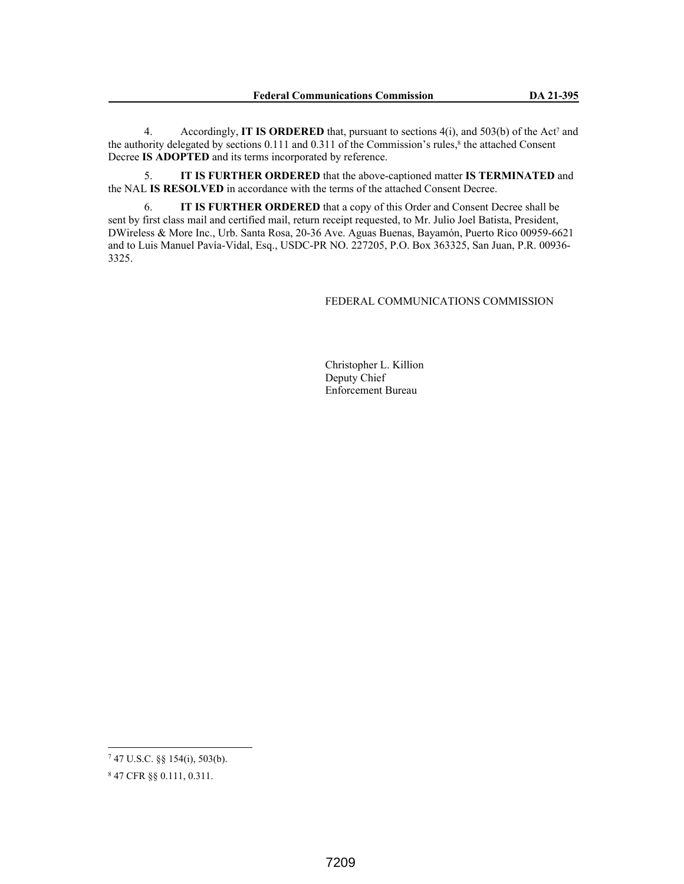4. Accordingly, **IT IS ORDERED** that, pursuant to sections 4(i), and 503(b) of the Act[7] and the authority delegated by sections 0.111 and 0.311 of the Commission's rules,[8] the attached Consent Decree **IS ADOPTED** and its terms incorporated by reference.

5. **IT IS FURTHER ORDERED** that the above-captioned matter **IS TERMINATED** and the NAL **IS RESOLVED** in accordance with the terms of the attached Consent Decree.

6. **IT IS FURTHER ORDERED** that a copy of this Order and Consent Decree shall be sent by first class mail and certified mail, return receipt requested, to Mr. Julio Joel Batista, President, DWireless & More Inc., Urb. Santa Rosa, 20-36 Ave. Aguas Buenas, Bayamón, Puerto Rico 00959-6621 and to Luis Manuel Pavía-Vidal, Esq., USDC-PR NO. 227205, P.O. Box 363325, San Juan, P.R. 00936-3325.

FEDERAL COMMUNICATIONS COMMISSION

Christopher L. Killion
Deputy Chief
Enforcement Bureau

---

[7] 47 U.S.C. §§ 154(i), 503(b).

[8] 47 CFR §§ 0.111, 0.311.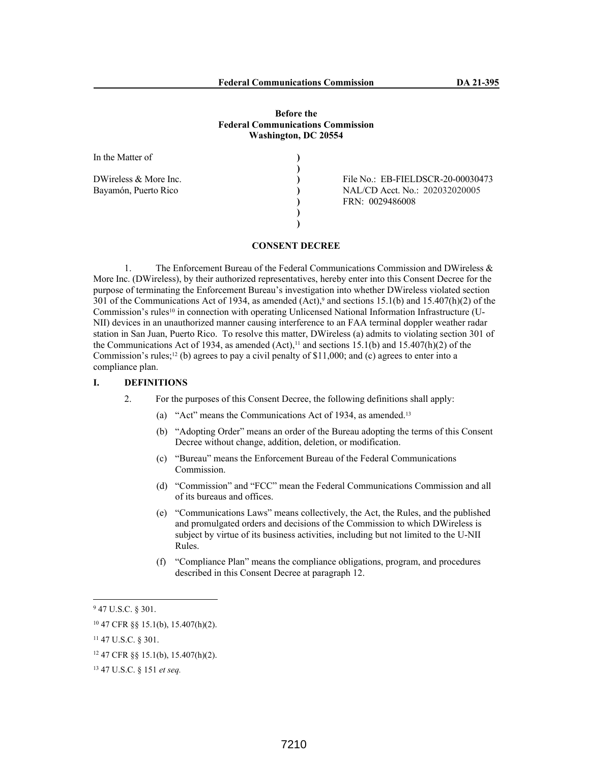**Before the**
**Federal Communications Commission**
**Washington, DC 20554**

| In the Matter of | ) | |
|---|---|---|
| | ) | |
| DWireless & More Inc. | ) | File No.: EB-FIELDSCR-20-00030473 |
| Bayamón, Puerto Rico | ) | NAL/CD Acct. No.: 202032020005 |
| | ) | FRN: 0029486008 |
| | ) | |
| | ) | |

## CONSENT DECREE

1. The Enforcement Bureau of the Federal Communications Commission and DWireless & More Inc. (DWireless), by their authorized representatives, hereby enter into this Consent Decree for the purpose of terminating the Enforcement Bureau's investigation into whether DWireless violated section 301 of the Communications Act of 1934, as amended (Act),[9] and sections 15.1(b) and 15.407(h)(2) of the Commission's rules[10] in connection with operating Unlicensed National Information Infrastructure (U-NII) devices in an unauthorized manner causing interference to an FAA terminal doppler weather radar station in San Juan, Puerto Rico. To resolve this matter, DWireless (a) admits to violating section 301 of the Communications Act of 1934, as amended (Act),[11] and sections 15.1(b) and 15.407(h)(2) of the Commission's rules;[12] (b) agrees to pay a civil penalty of $11,000; and (c) agrees to enter into a compliance plan.

## I. DEFINITIONS

2. For the purposes of this Consent Decree, the following definitions shall apply:

(a) "Act" means the Communications Act of 1934, as amended.[13]

(b) "Adopting Order" means an order of the Bureau adopting the terms of this Consent Decree without change, addition, deletion, or modification.

(c) "Bureau" means the Enforcement Bureau of the Federal Communications Commission.

(d) "Commission" and "FCC" mean the Federal Communications Commission and all of its bureaus and offices.

(e) "Communications Laws" means collectively, the Act, the Rules, and the published and promulgated orders and decisions of the Commission to which DWireless is subject by virtue of its business activities, including but not limited to the U-NII Rules.

(f) "Compliance Plan" means the compliance obligations, program, and procedures described in this Consent Decree at paragraph 12.

---

[9] 47 U.S.C. § 301.

[10] 47 CFR §§ 15.1(b), 15.407(h)(2).

[11] 47 U.S.C. § 301.

[12] 47 CFR §§ 15.1(b), 15.407(h)(2).

[13] 47 U.S.C. § 151 *et seq.*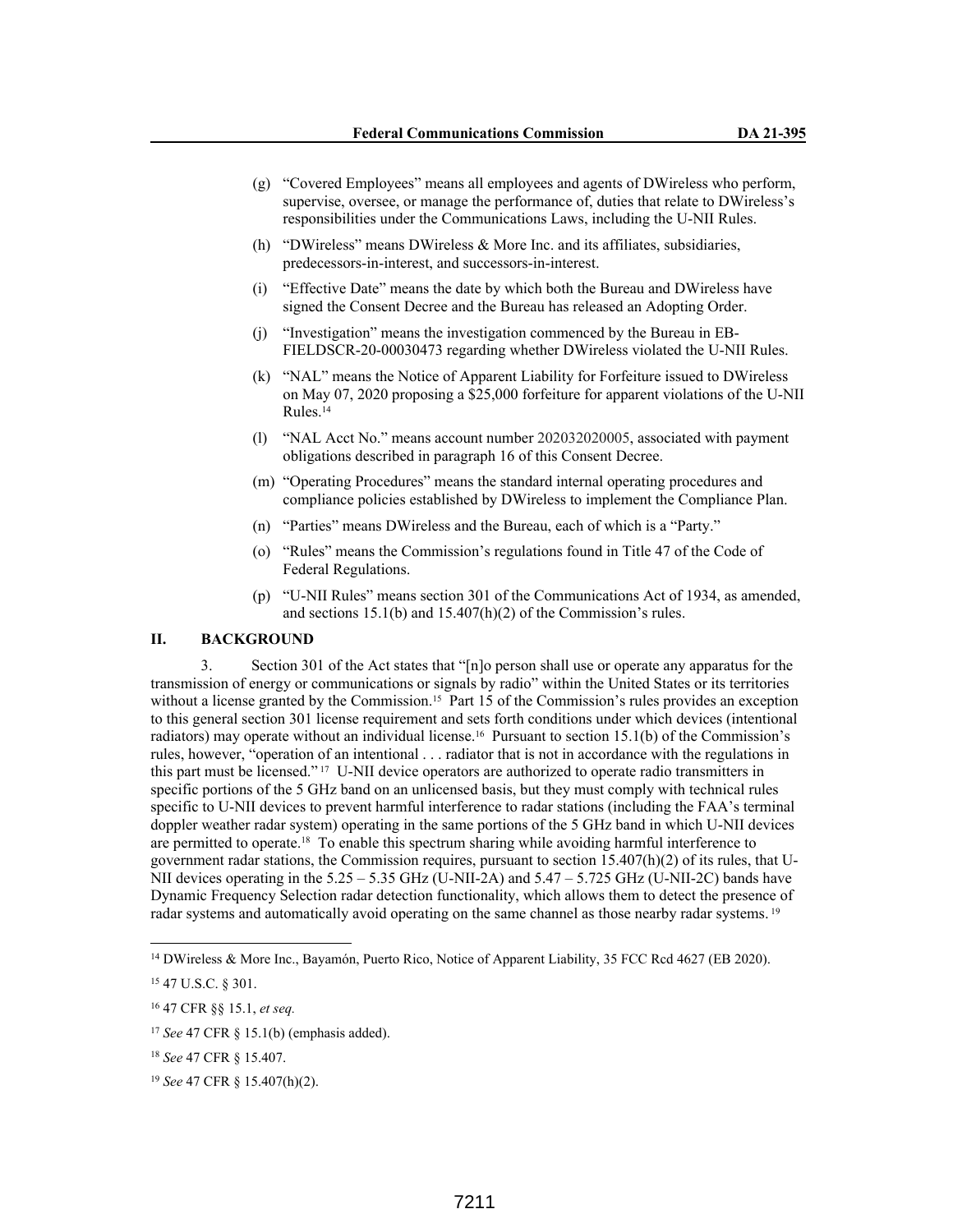(g) "Covered Employees" means all employees and agents of DWireless who perform, supervise, oversee, or manage the performance of, duties that relate to DWireless's responsibilities under the Communications Laws, including the U-NII Rules.

(h) "DWireless" means DWireless & More Inc. and its affiliates, subsidiaries, predecessors-in-interest, and successors-in-interest.

(i) "Effective Date" means the date by which both the Bureau and DWireless have signed the Consent Decree and the Bureau has released an Adopting Order.

(j) "Investigation" means the investigation commenced by the Bureau in EB-FIELDSCR-20-00030473 regarding whether DWireless violated the U-NII Rules.

(k) "NAL" means the Notice of Apparent Liability for Forfeiture issued to DWireless on May 07, 2020 proposing a $25,000 forfeiture for apparent violations of the U-NII Rules.[14]

(l) "NAL Acct No." means account number 202032020005, associated with payment obligations described in paragraph 16 of this Consent Decree.

(m) "Operating Procedures" means the standard internal operating procedures and compliance policies established by DWireless to implement the Compliance Plan.

(n) "Parties" means DWireless and the Bureau, each of which is a "Party."

(o) "Rules" means the Commission's regulations found in Title 47 of the Code of Federal Regulations.

(p) "U-NII Rules" means section 301 of the Communications Act of 1934, as amended, and sections 15.1(b) and 15.407(h)(2) of the Commission's rules.

## II. BACKGROUND

3. Section 301 of the Act states that "[n]o person shall use or operate any apparatus for the transmission of energy or communications or signals by radio" within the United States or its territories without a license granted by the Commission.[15] Part 15 of the Commission's rules provides an exception to this general section 301 license requirement and sets forth conditions under which devices (intentional radiators) may operate without an individual license.[16] Pursuant to section 15.1(b) of the Commission's rules, however, "operation of an intentional . . . radiator that is not in accordance with the regulations in this part must be licensed."[17] U-NII device operators are authorized to operate radio transmitters in specific portions of the 5 GHz band on an unlicensed basis, but they must comply with technical rules specific to U-NII devices to prevent harmful interference to radar stations (including the FAA's terminal doppler weather radar system) operating in the same portions of the 5 GHz band in which U-NII devices are permitted to operate.[18] To enable this spectrum sharing while avoiding harmful interference to government radar stations, the Commission requires, pursuant to section 15.407(h)(2) of its rules, that U-NII devices operating in the 5.25 – 5.35 GHz (U-NII-2A) and 5.47 – 5.725 GHz (U-NII-2C) bands have Dynamic Frequency Selection radar detection functionality, which allows them to detect the presence of radar systems and automatically avoid operating on the same channel as those nearby radar systems.[19]

---

[14] DWireless & More Inc., Bayamón, Puerto Rico, Notice of Apparent Liability, 35 FCC Rcd 4627 (EB 2020).

[15] 47 U.S.C. § 301.

[16] 47 CFR §§ 15.1, *et seq.*

[17] *See* 47 CFR § 15.1(b) (emphasis added).

[18] *See* 47 CFR § 15.407.

[19] *See* 47 CFR § 15.407(h)(2).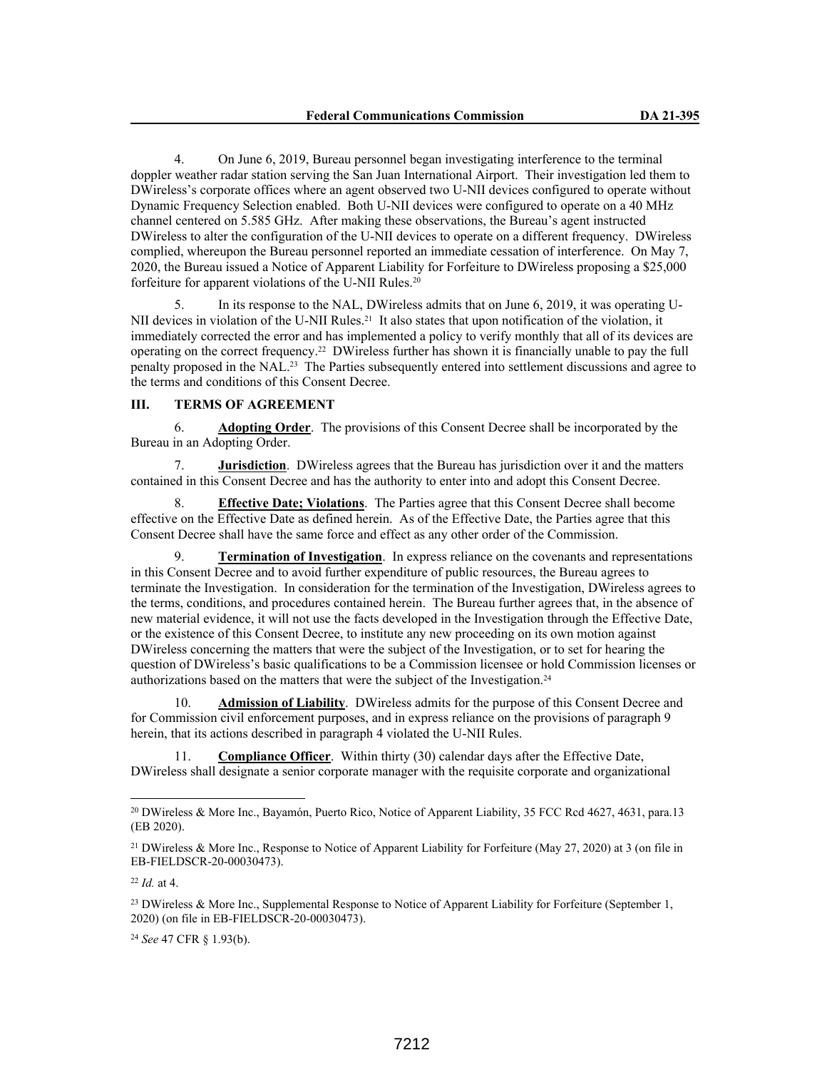4. On June 6, 2019, Bureau personnel began investigating interference to the terminal doppler weather radar station serving the San Juan International Airport. Their investigation led them to DWireless's corporate offices where an agent observed two U-NII devices configured to operate without Dynamic Frequency Selection enabled. Both U-NII devices were configured to operate on a 40 MHz channel centered on 5.585 GHz. After making these observations, the Bureau's agent instructed DWireless to alter the configuration of the U-NII devices to operate on a different frequency. DWireless complied, whereupon the Bureau personnel reported an immediate cessation of interference. On May 7, 2020, the Bureau issued a Notice of Apparent Liability for Forfeiture to DWireless proposing a $25,000 forfeiture for apparent violations of the U-NII Rules.[20]

5. In its response to the NAL, DWireless admits that on June 6, 2019, it was operating U-NII devices in violation of the U-NII Rules.[21] It also states that upon notification of the violation, it immediately corrected the error and has implemented a policy to verify monthly that all of its devices are operating on the correct frequency.[22] DWireless further has shown it is financially unable to pay the full penalty proposed in the NAL.[23] The Parties subsequently entered into settlement discussions and agree to the terms and conditions of this Consent Decree.

## III. TERMS OF AGREEMENT

6. **Adopting Order**. The provisions of this Consent Decree shall be incorporated by the Bureau in an Adopting Order.

7. **Jurisdiction**. DWireless agrees that the Bureau has jurisdiction over it and the matters contained in this Consent Decree and has the authority to enter into and adopt this Consent Decree.

8. **Effective Date; Violations**. The Parties agree that this Consent Decree shall become effective on the Effective Date as defined herein. As of the Effective Date, the Parties agree that this Consent Decree shall have the same force and effect as any other order of the Commission.

9. **Termination of Investigation**. In express reliance on the covenants and representations in this Consent Decree and to avoid further expenditure of public resources, the Bureau agrees to terminate the Investigation. In consideration for the termination of the Investigation, DWireless agrees to the terms, conditions, and procedures contained herein. The Bureau further agrees that, in the absence of new material evidence, it will not use the facts developed in the Investigation through the Effective Date, or the existence of this Consent Decree, to institute any new proceeding on its own motion against DWireless concerning the matters that were the subject of the Investigation, or to set for hearing the question of DWireless's basic qualifications to be a Commission licensee or hold Commission licenses or authorizations based on the matters that were the subject of the Investigation.[24]

10. **Admission of Liability**. DWireless admits for the purpose of this Consent Decree and for Commission civil enforcement purposes, and in express reliance on the provisions of paragraph 9 herein, that its actions described in paragraph 4 violated the U-NII Rules.

11. **Compliance Officer**. Within thirty (30) calendar days after the Effective Date, DWireless shall designate a senior corporate manager with the requisite corporate and organizational

---

[20] DWireless & More Inc., Bayamón, Puerto Rico, Notice of Apparent Liability, 35 FCC Rcd 4627, 4631, para.13 (EB 2020).

[21] DWireless & More Inc., Response to Notice of Apparent Liability for Forfeiture (May 27, 2020) at 3 (on file in EB-FIELDSCR-20-00030473).

[22] *Id.* at 4.

[23] DWireless & More Inc., Supplemental Response to Notice of Apparent Liability for Forfeiture (September 1, 2020) (on file in EB-FIELDSCR-20-00030473).

[24] *See* 47 CFR § 1.93(b).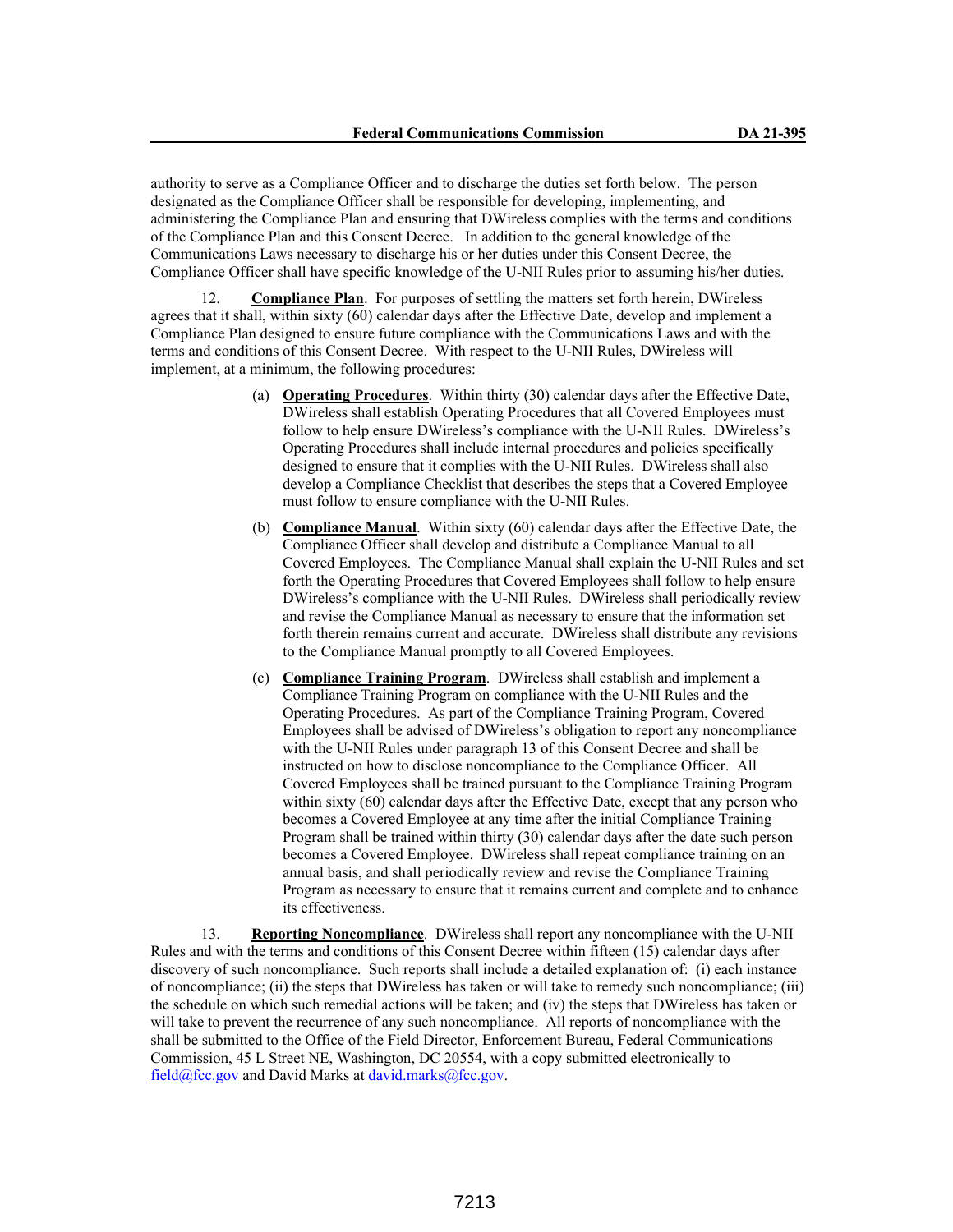authority to serve as a Compliance Officer and to discharge the duties set forth below. The person designated as the Compliance Officer shall be responsible for developing, implementing, and administering the Compliance Plan and ensuring that DWireless complies with the terms and conditions of the Compliance Plan and this Consent Decree. In addition to the general knowledge of the Communications Laws necessary to discharge his or her duties under this Consent Decree, the Compliance Officer shall have specific knowledge of the U-NII Rules prior to assuming his/her duties.

12. **Compliance Plan**. For purposes of settling the matters set forth herein, DWireless agrees that it shall, within sixty (60) calendar days after the Effective Date, develop and implement a Compliance Plan designed to ensure future compliance with the Communications Laws and with the terms and conditions of this Consent Decree. With respect to the U-NII Rules, DWireless will implement, at a minimum, the following procedures:

(a) **Operating Procedures**. Within thirty (30) calendar days after the Effective Date, DWireless shall establish Operating Procedures that all Covered Employees must follow to help ensure DWireless's compliance with the U-NII Rules. DWireless's Operating Procedures shall include internal procedures and policies specifically designed to ensure that it complies with the U-NII Rules. DWireless shall also develop a Compliance Checklist that describes the steps that a Covered Employee must follow to ensure compliance with the U-NII Rules.

(b) **Compliance Manual**. Within sixty (60) calendar days after the Effective Date, the Compliance Officer shall develop and distribute a Compliance Manual to all Covered Employees. The Compliance Manual shall explain the U-NII Rules and set forth the Operating Procedures that Covered Employees shall follow to help ensure DWireless's compliance with the U-NII Rules. DWireless shall periodically review and revise the Compliance Manual as necessary to ensure that the information set forth therein remains current and accurate. DWireless shall distribute any revisions to the Compliance Manual promptly to all Covered Employees.

(c) **Compliance Training Program**. DWireless shall establish and implement a Compliance Training Program on compliance with the U-NII Rules and the Operating Procedures. As part of the Compliance Training Program, Covered Employees shall be advised of DWireless's obligation to report any noncompliance with the U-NII Rules under paragraph 13 of this Consent Decree and shall be instructed on how to disclose noncompliance to the Compliance Officer. All Covered Employees shall be trained pursuant to the Compliance Training Program within sixty (60) calendar days after the Effective Date, except that any person who becomes a Covered Employee at any time after the initial Compliance Training Program shall be trained within thirty (30) calendar days after the date such person becomes a Covered Employee. DWireless shall repeat compliance training on an annual basis, and shall periodically review and revise the Compliance Training Program as necessary to ensure that it remains current and complete and to enhance its effectiveness.

13. **Reporting Noncompliance**. DWireless shall report any noncompliance with the U-NII Rules and with the terms and conditions of this Consent Decree within fifteen (15) calendar days after discovery of such noncompliance. Such reports shall include a detailed explanation of: (i) each instance of noncompliance; (ii) the steps that DWireless has taken or will take to remedy such noncompliance; (iii) the schedule on which such remedial actions will be taken; and (iv) the steps that DWireless has taken or will take to prevent the recurrence of any such noncompliance. All reports of noncompliance with the shall be submitted to the Office of the Field Director, Enforcement Bureau, Federal Communications Commission, 45 L Street NE, Washington, DC 20554, with a copy submitted electronically to field@fcc.gov and David Marks at david.marks@fcc.gov.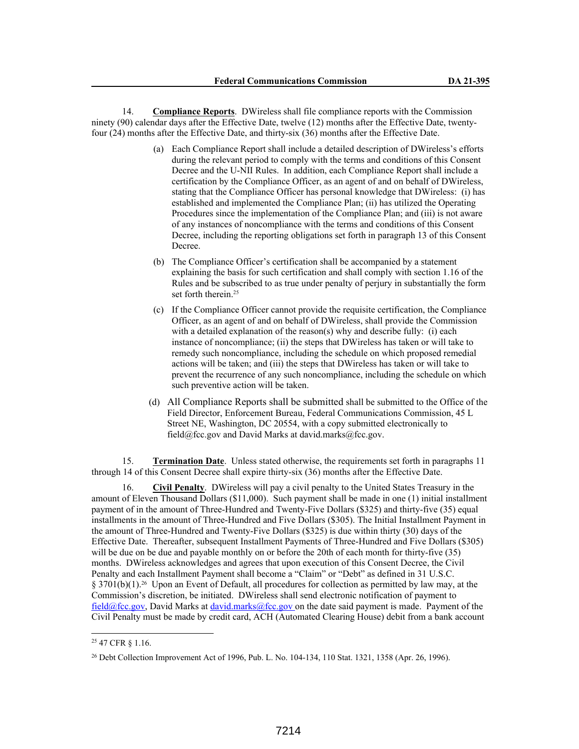14. **Compliance Reports**. DWireless shall file compliance reports with the Commission ninety (90) calendar days after the Effective Date, twelve (12) months after the Effective Date, twenty-four (24) months after the Effective Date, and thirty-six (36) months after the Effective Date.

(a) Each Compliance Report shall include a detailed description of DWireless's efforts during the relevant period to comply with the terms and conditions of this Consent Decree and the U-NII Rules. In addition, each Compliance Report shall include a certification by the Compliance Officer, as an agent of and on behalf of DWireless, stating that the Compliance Officer has personal knowledge that DWireless: (i) has established and implemented the Compliance Plan; (ii) has utilized the Operating Procedures since the implementation of the Compliance Plan; and (iii) is not aware of any instances of noncompliance with the terms and conditions of this Consent Decree, including the reporting obligations set forth in paragraph 13 of this Consent Decree.

(b) The Compliance Officer's certification shall be accompanied by a statement explaining the basis for such certification and shall comply with section 1.16 of the Rules and be subscribed to as true under penalty of perjury in substantially the form set forth therein.[25]

(c) If the Compliance Officer cannot provide the requisite certification, the Compliance Officer, as an agent of and on behalf of DWireless, shall provide the Commission with a detailed explanation of the reason(s) why and describe fully: (i) each instance of noncompliance; (ii) the steps that DWireless has taken or will take to remedy such noncompliance, including the schedule on which proposed remedial actions will be taken; and (iii) the steps that DWireless has taken or will take to prevent the recurrence of any such noncompliance, including the schedule on which such preventive action will be taken.

(d) All Compliance Reports shall be submitted shall be submitted to the Office of the Field Director, Enforcement Bureau, Federal Communications Commission, 45 L Street NE, Washington, DC 20554, with a copy submitted electronically to field@fcc.gov and David Marks at david.marks@fcc.gov.

15. **Termination Date**. Unless stated otherwise, the requirements set forth in paragraphs 11 through 14 of this Consent Decree shall expire thirty-six (36) months after the Effective Date.

16. **Civil Penalty**. DWireless will pay a civil penalty to the United States Treasury in the amount of Eleven Thousand Dollars ($11,000). Such payment shall be made in one (1) initial installment payment of in the amount of Three-Hundred and Twenty-Five Dollars ($325) and thirty-five (35) equal installments in the amount of Three-Hundred and Five Dollars ($305). The Initial Installment Payment in the amount of Three-Hundred and Twenty-Five Dollars ($325) is due within thirty (30) days of the Effective Date. Thereafter, subsequent Installment Payments of Three-Hundred and Five Dollars ($305) will be due on be due and payable monthly on or before the 20th of each month for thirty-five (35) months. DWireless acknowledges and agrees that upon execution of this Consent Decree, the Civil Penalty and each Installment Payment shall become a "Claim" or "Debt" as defined in 31 U.S.C. § 3701(b)(1).[26] Upon an Event of Default, all procedures for collection as permitted by law may, at the Commission's discretion, be initiated. DWireless shall send electronic notification of payment to field@fcc.gov, David Marks at david.marks@fcc.gov on the date said payment is made. Payment of the Civil Penalty must be made by credit card, ACH (Automated Clearing House) debit from a bank account

[25] 47 CFR § 1.16.

[26] Debt Collection Improvement Act of 1996, Pub. L. No. 104-134, 110 Stat. 1321, 1358 (Apr. 26, 1996).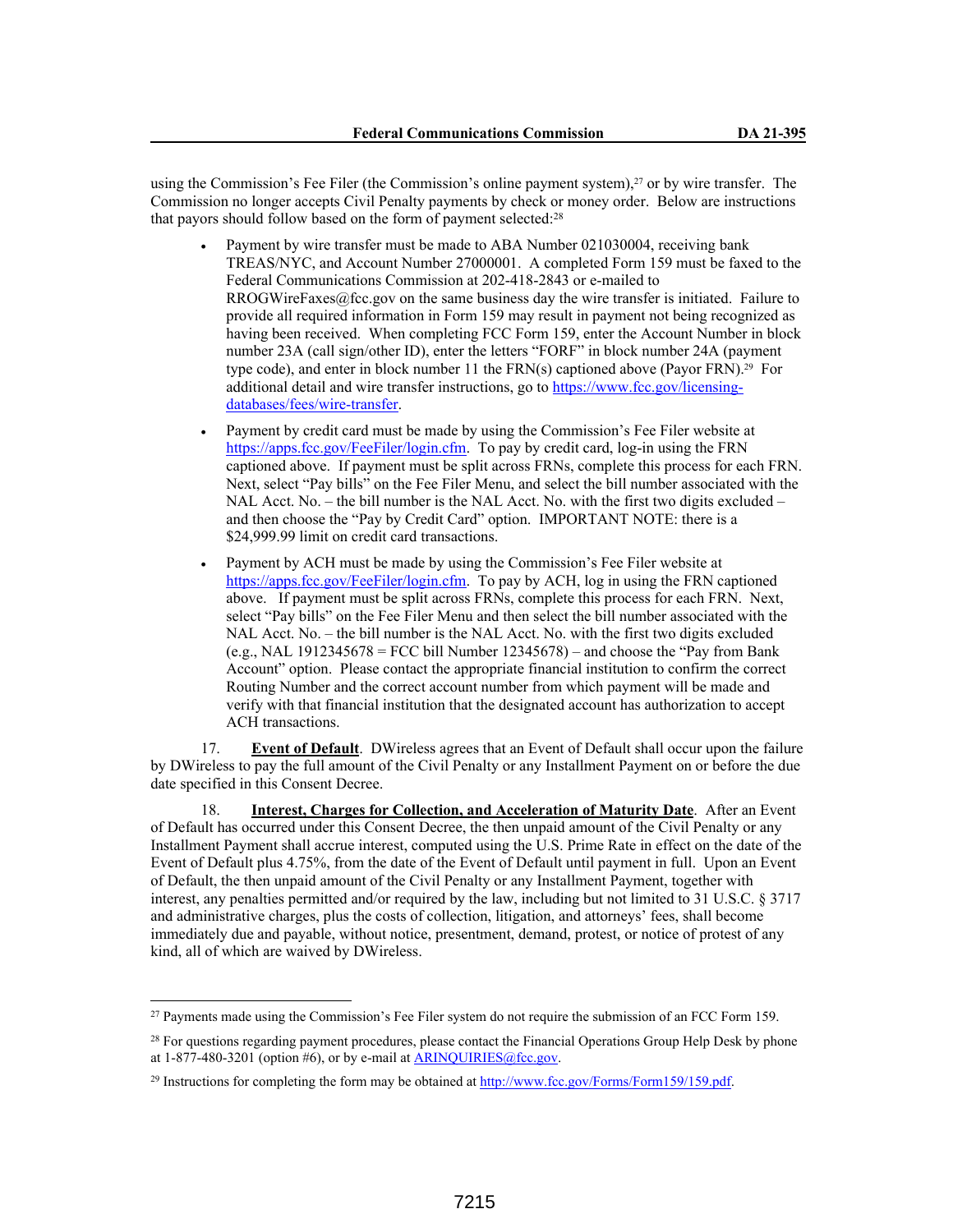using the Commission's Fee Filer (the Commission's online payment system),[27] or by wire transfer. The Commission no longer accepts Civil Penalty payments by check or money order. Below are instructions that payors should follow based on the form of payment selected:[28]

- Payment by wire transfer must be made to ABA Number 021030004, receiving bank TREAS/NYC, and Account Number 27000001. A completed Form 159 must be faxed to the Federal Communications Commission at 202-418-2843 or e-mailed to RROGWireFaxes@fcc.gov on the same business day the wire transfer is initiated. Failure to provide all required information in Form 159 may result in payment not being recognized as having been received. When completing FCC Form 159, enter the Account Number in block number 23A (call sign/other ID), enter the letters "FORF" in block number 24A (payment type code), and enter in block number 11 the FRN(s) captioned above (Payor FRN).[29] For additional detail and wire transfer instructions, go to https://www.fcc.gov/licensing-databases/fees/wire-transfer.

- Payment by credit card must be made by using the Commission's Fee Filer website at https://apps.fcc.gov/FeeFiler/login.cfm. To pay by credit card, log-in using the FRN captioned above. If payment must be split across FRNs, complete this process for each FRN. Next, select "Pay bills" on the Fee Filer Menu, and select the bill number associated with the NAL Acct. No. – the bill number is the NAL Acct. No. with the first two digits excluded – and then choose the "Pay by Credit Card" option. IMPORTANT NOTE: there is a $24,999.99 limit on credit card transactions.

- Payment by ACH must be made by using the Commission's Fee Filer website at https://apps.fcc.gov/FeeFiler/login.cfm. To pay by ACH, log in using the FRN captioned above. If payment must be split across FRNs, complete this process for each FRN. Next, select "Pay bills" on the Fee Filer Menu and then select the bill number associated with the NAL Acct. No. – the bill number is the NAL Acct. No. with the first two digits excluded (e.g., NAL 1912345678 = FCC bill Number 12345678) – and choose the "Pay from Bank Account" option. Please contact the appropriate financial institution to confirm the correct Routing Number and the correct account number from which payment will be made and verify with that financial institution that the designated account has authorization to accept ACH transactions.

17. **Event of Default**. DWireless agrees that an Event of Default shall occur upon the failure by DWireless to pay the full amount of the Civil Penalty or any Installment Payment on or before the due date specified in this Consent Decree.

18. **Interest, Charges for Collection, and Acceleration of Maturity Date**. After an Event of Default has occurred under this Consent Decree, the then unpaid amount of the Civil Penalty or any Installment Payment shall accrue interest, computed using the U.S. Prime Rate in effect on the date of the Event of Default plus 4.75%, from the date of the Event of Default until payment in full. Upon an Event of Default, the then unpaid amount of the Civil Penalty or any Installment Payment, together with interest, any penalties permitted and/or required by the law, including but not limited to 31 U.S.C. § 3717 and administrative charges, plus the costs of collection, litigation, and attorneys' fees, shall become immediately due and payable, without notice, presentment, demand, protest, or notice of protest of any kind, all of which are waived by DWireless.

---

[27] Payments made using the Commission's Fee Filer system do not require the submission of an FCC Form 159.

[28] For questions regarding payment procedures, please contact the Financial Operations Group Help Desk by phone at 1-877-480-3201 (option #6), or by e-mail at ARINQUIRIES@fcc.gov.

[29] Instructions for completing the form may be obtained at http://www.fcc.gov/Forms/Form159/159.pdf.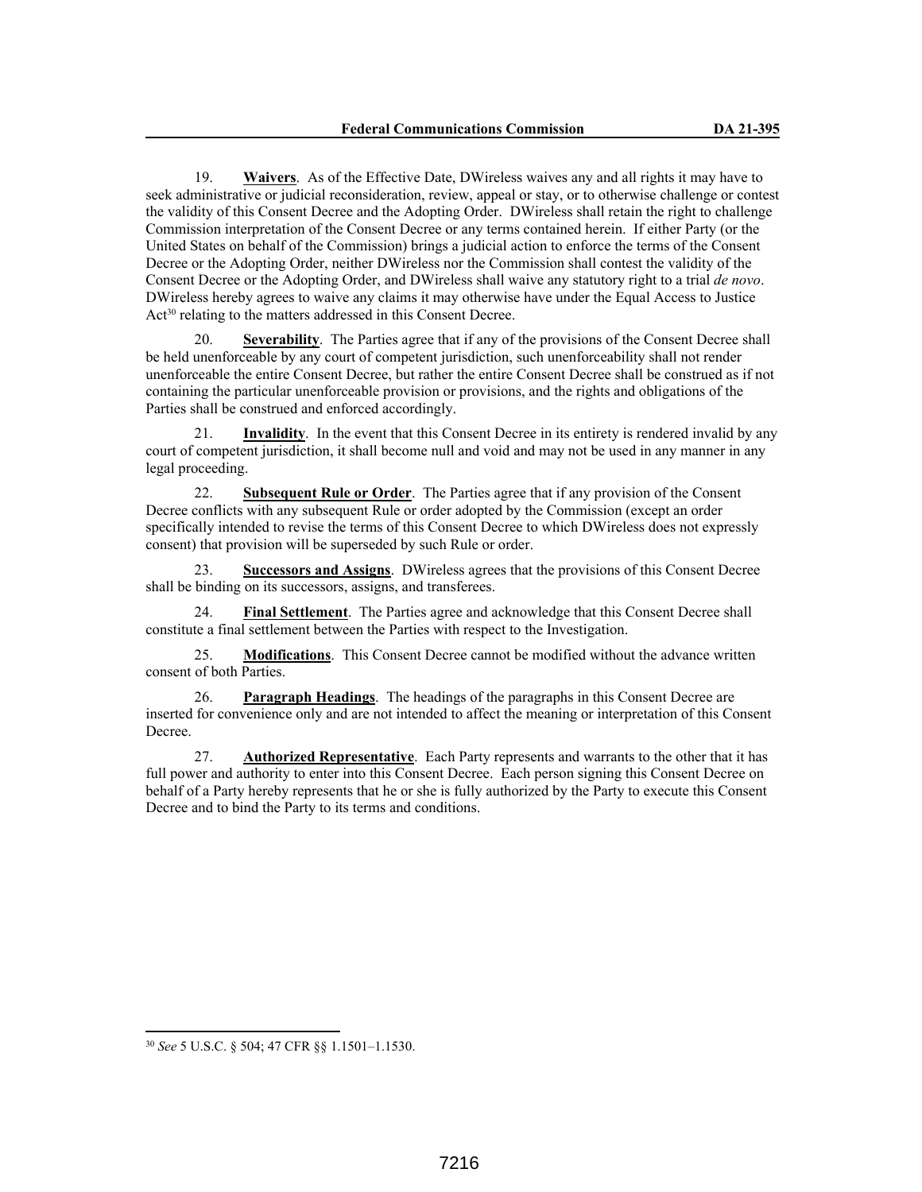19. **Waivers**. As of the Effective Date, DWireless waives any and all rights it may have to seek administrative or judicial reconsideration, review, appeal or stay, or to otherwise challenge or contest the validity of this Consent Decree and the Adopting Order. DWireless shall retain the right to challenge Commission interpretation of the Consent Decree or any terms contained herein. If either Party (or the United States on behalf of the Commission) brings a judicial action to enforce the terms of the Consent Decree or the Adopting Order, neither DWireless nor the Commission shall contest the validity of the Consent Decree or the Adopting Order, and DWireless shall waive any statutory right to a trial *de novo*. DWireless hereby agrees to waive any claims it may otherwise have under the Equal Access to Justice Act[30] relating to the matters addressed in this Consent Decree.

20. **Severability**. The Parties agree that if any of the provisions of the Consent Decree shall be held unenforceable by any court of competent jurisdiction, such unenforceability shall not render unenforceable the entire Consent Decree, but rather the entire Consent Decree shall be construed as if not containing the particular unenforceable provision or provisions, and the rights and obligations of the Parties shall be construed and enforced accordingly.

21. **Invalidity**. In the event that this Consent Decree in its entirety is rendered invalid by any court of competent jurisdiction, it shall become null and void and may not be used in any manner in any legal proceeding.

22. **Subsequent Rule or Order**. The Parties agree that if any provision of the Consent Decree conflicts with any subsequent Rule or order adopted by the Commission (except an order specifically intended to revise the terms of this Consent Decree to which DWireless does not expressly consent) that provision will be superseded by such Rule or order.

23. **Successors and Assigns**. DWireless agrees that the provisions of this Consent Decree shall be binding on its successors, assigns, and transferees.

24. **Final Settlement**. The Parties agree and acknowledge that this Consent Decree shall constitute a final settlement between the Parties with respect to the Investigation.

25. **Modifications**. This Consent Decree cannot be modified without the advance written consent of both Parties.

26. **Paragraph Headings**. The headings of the paragraphs in this Consent Decree are inserted for convenience only and are not intended to affect the meaning or interpretation of this Consent Decree.

27. **Authorized Representative**. Each Party represents and warrants to the other that it has full power and authority to enter into this Consent Decree. Each person signing this Consent Decree on behalf of a Party hereby represents that he or she is fully authorized by the Party to execute this Consent Decree and to bind the Party to its terms and conditions.

[30] *See* 5 U.S.C. § 504; 47 CFR §§ 1.1501–1.1530.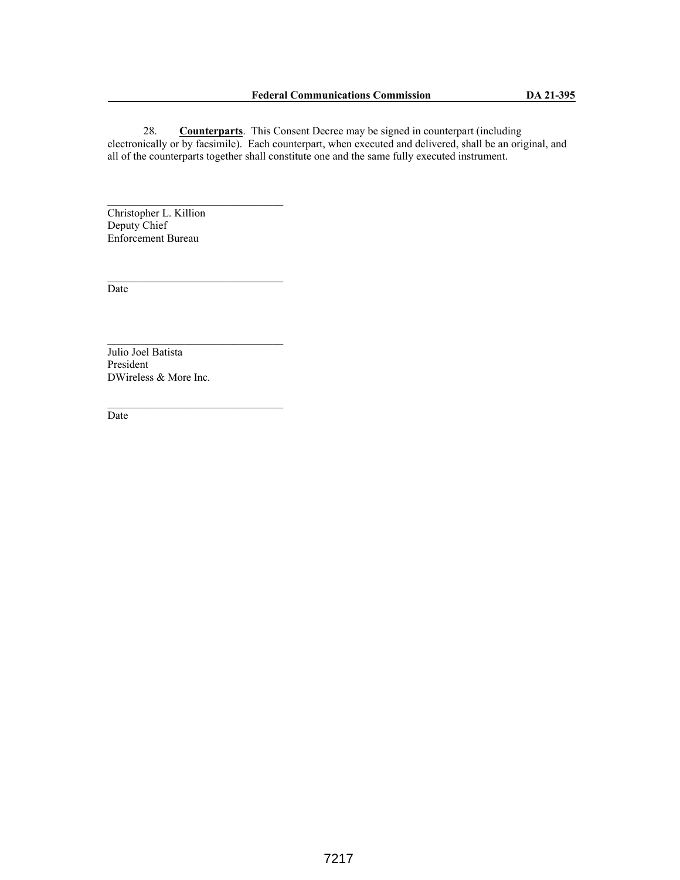28. **Counterparts**. This Consent Decree may be signed in counterpart (including electronically or by facsimile). Each counterpart, when executed and delivered, shall be an original, and all of the counterparts together shall constitute one and the same fully executed instrument.

\_\_\_\_\_\_\_\_\_\_\_\_\_\_\_\_\_\_\_\_\_\_\_\_\_\_\_\_\_\_\_\_

Christopher L. Killion
Deputy Chief
Enforcement Bureau

\_\_\_\_\_\_\_\_\_\_\_\_\_\_\_\_\_\_\_\_\_\_\_\_\_\_\_\_\_\_\_\_

Date

\_\_\_\_\_\_\_\_\_\_\_\_\_\_\_\_\_\_\_\_\_\_\_\_\_\_\_\_\_\_\_\_

Julio Joel Batista
President
DWireless & More Inc.

\_\_\_\_\_\_\_\_\_\_\_\_\_\_\_\_\_\_\_\_\_\_\_\_\_\_\_\_\_\_\_\_

Date